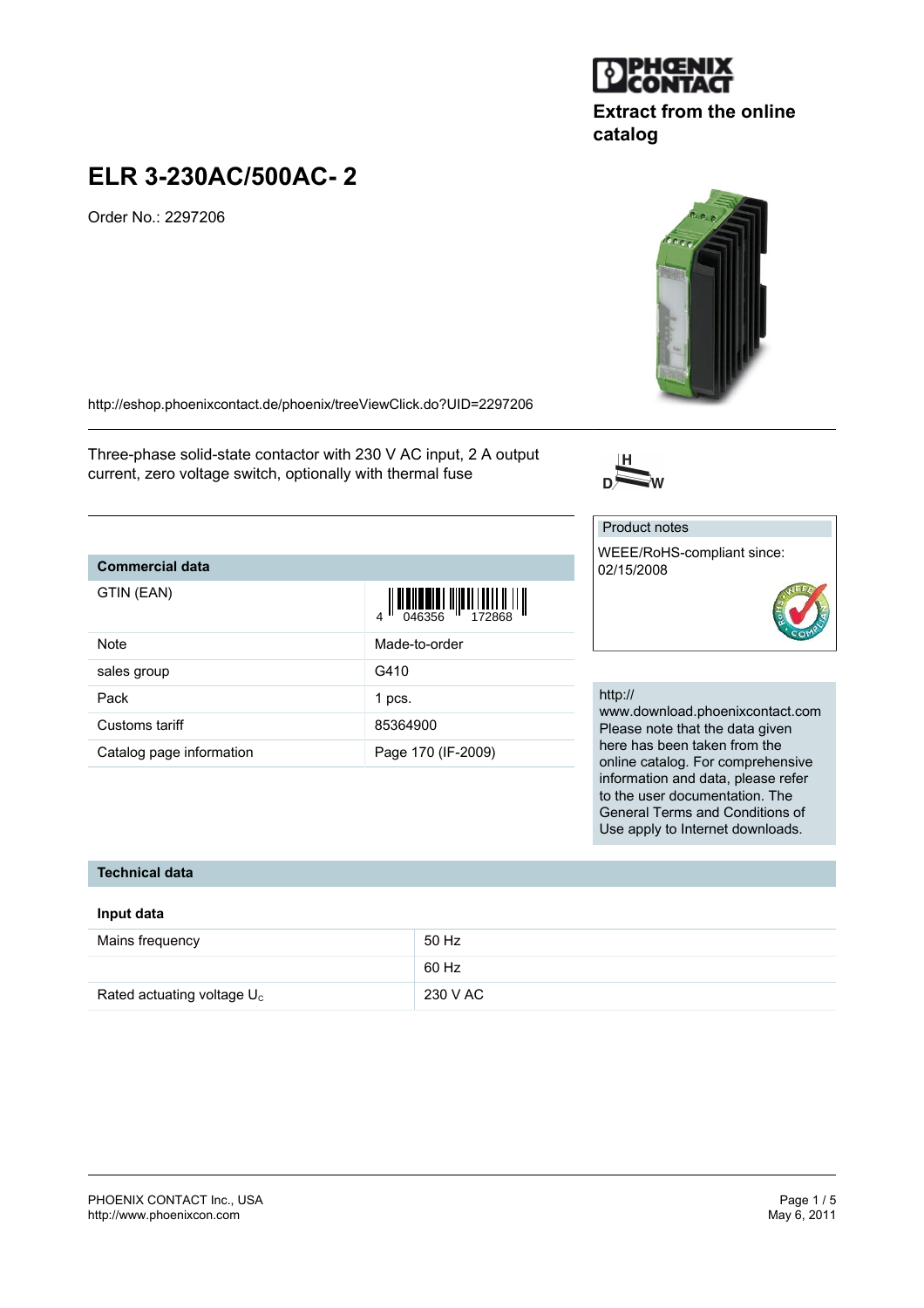PHOENIX CONTACT

**Extract from the online catalog**

# ELR 3-230AC/500AC- 2

Order No.: 2297206

http://eshop.phoenixcontact.de/phoenix/treeViewClick.do?UID=2297206

Three-phase solid-state contactor with 230 V AC input, 2 A output current, zero voltage switch, optionally with thermal fuse

| Commercial data | |
|---|---|
| GTIN (EAN) | 4 046356 172868 |
| Note | Made-to-order |
| sales group | G410 |
| Pack | 1 pcs. |
| Customs tariff | 85364900 |
| Catalog page information | Page 170 (IF-2009) |

Product notes

WEEE/RoHS-compliant since: 02/15/2008

http://www.download.phoenixcontact.com
Please note that the data given here has been taken from the online catalog. For comprehensive information and data, please refer to the user documentation. The General Terms and Conditions of Use apply to Internet downloads.

## Technical data

### Input data

| | |
|---|---|
| Mains frequency | 50 Hz |
| | 60 Hz |
| Rated actuating voltage $U_c$ | 230 V AC |

PHOENIX CONTACT Inc., USA
http://www.phoenixcon.com

May 6, 2011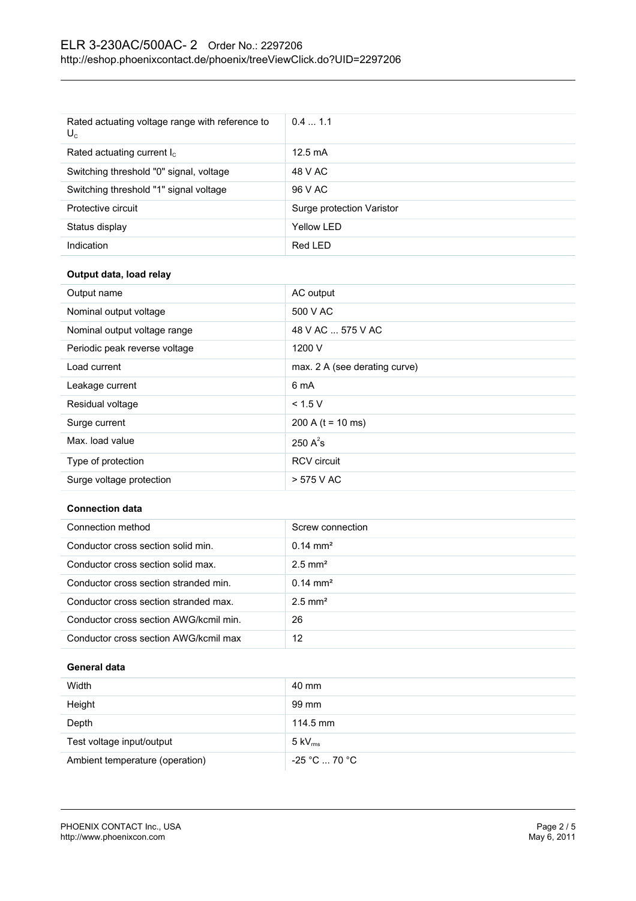| | |
|---|---|
| Rated actuating voltage range with reference to $U_C$ | 0.4 ... 1.1 |
| Rated actuating current $I_C$ | 12.5 mA |
| Switching threshold "0" signal, voltage | 48 V AC |
| Switching threshold "1" signal voltage | 96 V AC |
| Protective circuit | Surge protection Varistor |
| Status display | Yellow LED |
| Indication | Red LED |

**Output data, load relay**

| | |
|---|---|
| Output name | AC output |
| Nominal output voltage | 500 V AC |
| Nominal output voltage range | 48 V AC ... 575 V AC |
| Periodic peak reverse voltage | 1200 V |
| Load current | max. 2 A (see derating curve) |
| Leakage current | 6 mA |
| Residual voltage | < 1.5 V |
| Surge current | 200 A (t = 10 ms) |
| Max. load value | 250 $A^2s$ |
| Type of protection | RCV circuit |
| Surge voltage protection | > 575 V AC |

**Connection data**

| | |
|---|---|
| Connection method | Screw connection |
| Conductor cross section solid min. | 0.14 mm² |
| Conductor cross section solid max. | 2.5 mm² |
| Conductor cross section stranded min. | 0.14 mm² |
| Conductor cross section stranded max. | 2.5 mm² |
| Conductor cross section AWG/kcmil min. | 26 |
| Conductor cross section AWG/kcmil max | 12 |

**General data**

| | |
|---|---|
| Width | 40 mm |
| Height | 99 mm |
| Depth | 114.5 mm |
| Test voltage input/output | 5 $kV_{rms}$ |
| Ambient temperature (operation) | -25 °C ... 70 °C |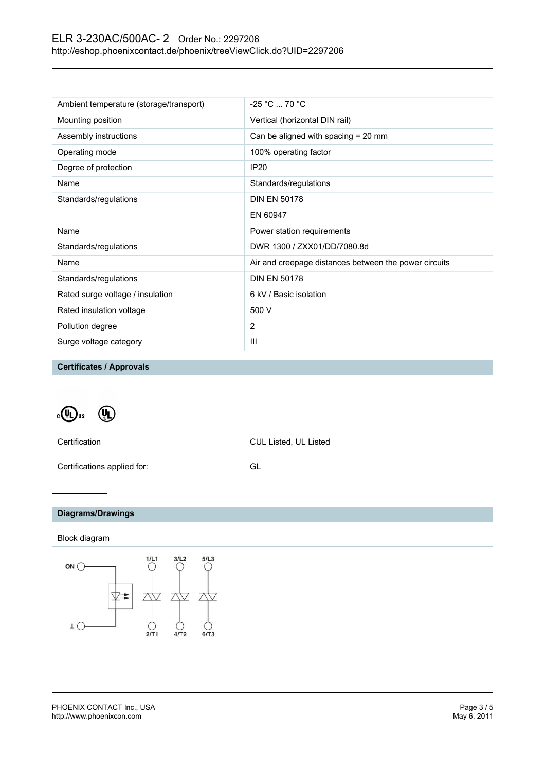| | |
|---|---|
| Ambient temperature (storage/transport) | -25 °C ... 70 °C |
| Mounting position | Vertical (horizontal DIN rail) |
| Assembly instructions | Can be aligned with spacing = 20 mm |
| Operating mode | 100% operating factor |
| Degree of protection | IP20 |
| Name | Standards/regulations |
| Standards/regulations | DIN EN 50178 |
| | EN 60947 |
| Name | Power station requirements |
| Standards/regulations | DWR 1300 / ZXX01/DD/7080.8d |
| Name | Air and creepage distances between the power circuits |
| Standards/regulations | DIN EN 50178 |
| Rated surge voltage / insulation | 6 kV / Basic isolation |
| Rated insulation voltage | 500 V |
| Pollution degree | 2 |
| Surge voltage category | III |

## Certificates / Approvals

| | |
|---|---|
| Certification | CUL Listed, UL Listed |
| Certifications applied for: | GL |

## Diagrams/Drawings

Block diagram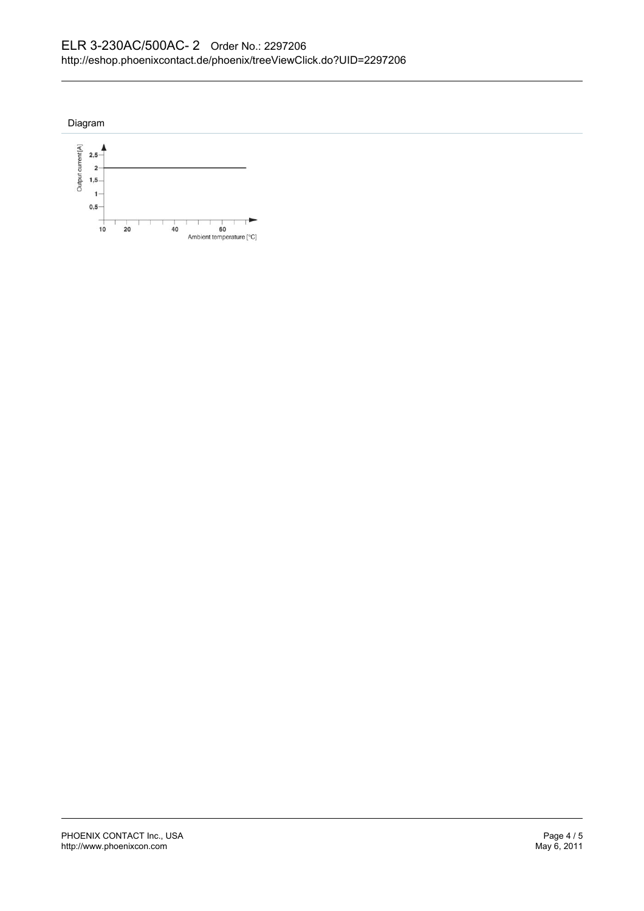## Diagram

Output current [A]

2,5
2
1,5
1
0,5

10 20 40 60

Ambient temperature [°C]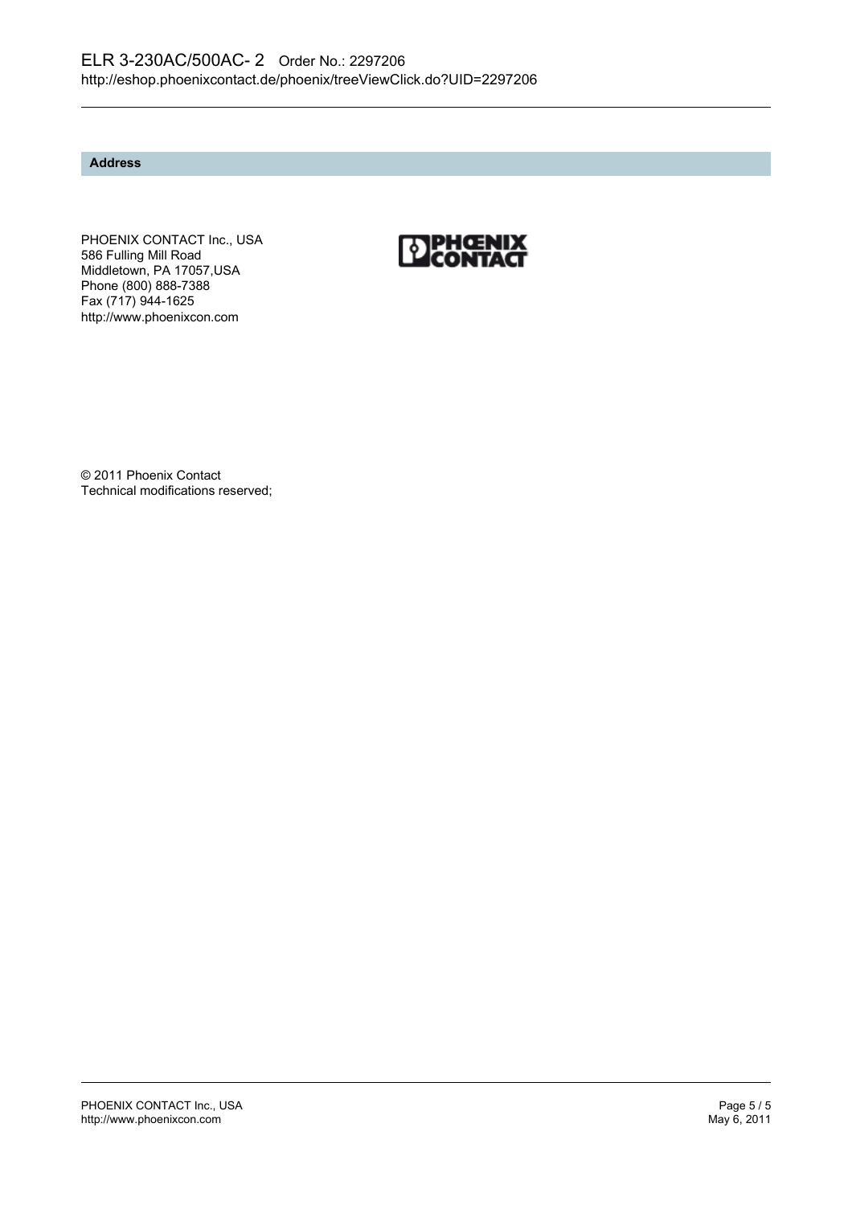## Address

PHOENIX CONTACT Inc., USA
586 Fulling Mill Road
Middletown, PA 17057,USA
Phone (800) 888-7388
Fax (717) 944-1625
http://www.phoenixcon.com

© 2011 Phoenix Contact
Technical modifications reserved;